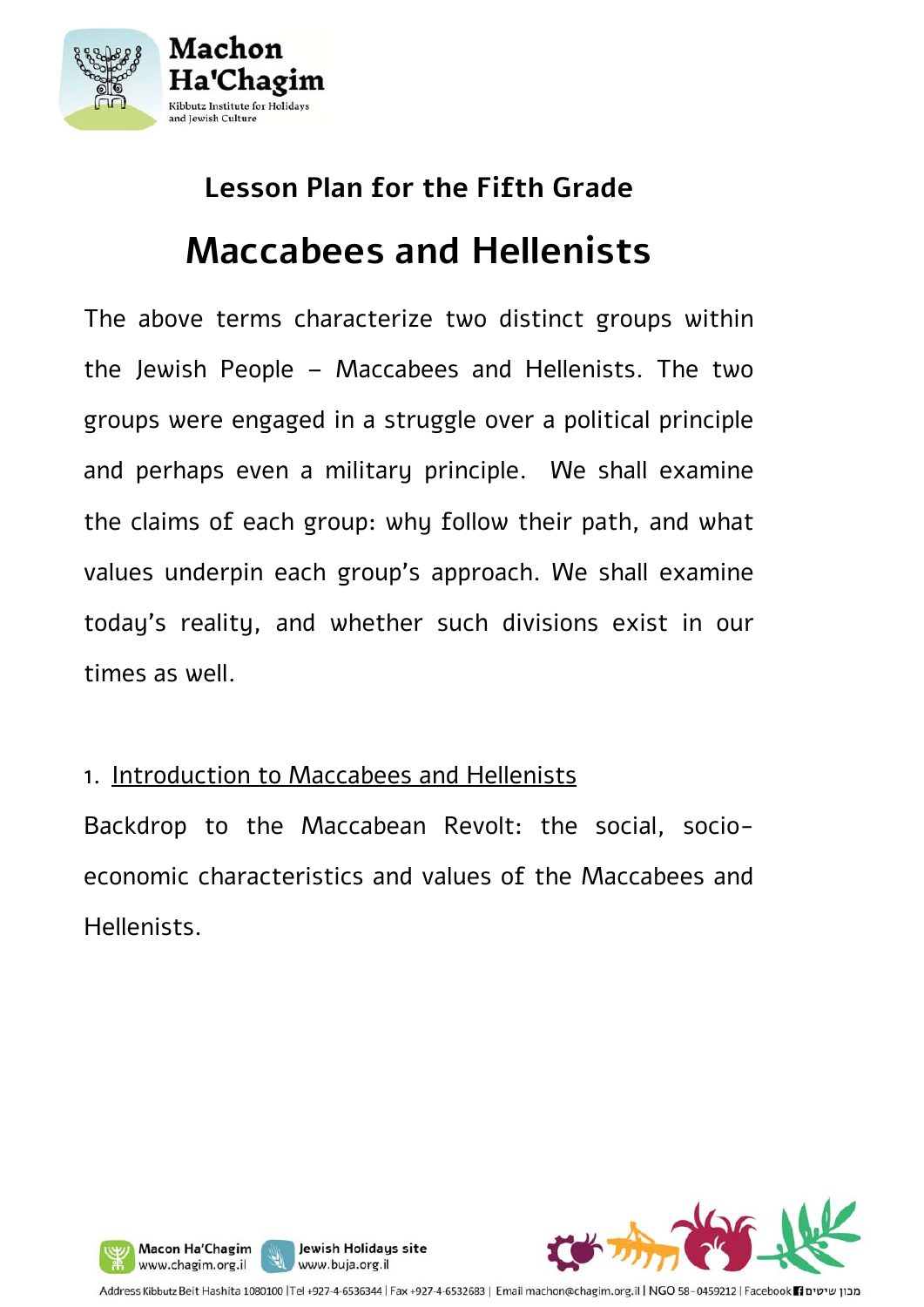## Lesson Plan for the Fifth Grade

# Maccabees and Hellenists

The above terms characterize two distinct groups within the Jewish People – Maccabees and Hellenists. The two groups were engaged in a struggle over a political principle and perhaps even a military principle. We shall examine the claims of each group: why follow their path, and what values underpin each group's approach. We shall examine today's reality, and whether such divisions exist in our times as well.

1. Introduction to Maccabees and Hellenists

Backdrop to the Maccabean Revolt: the social, socio-economic characteristics and values of the Maccabees and Hellenists.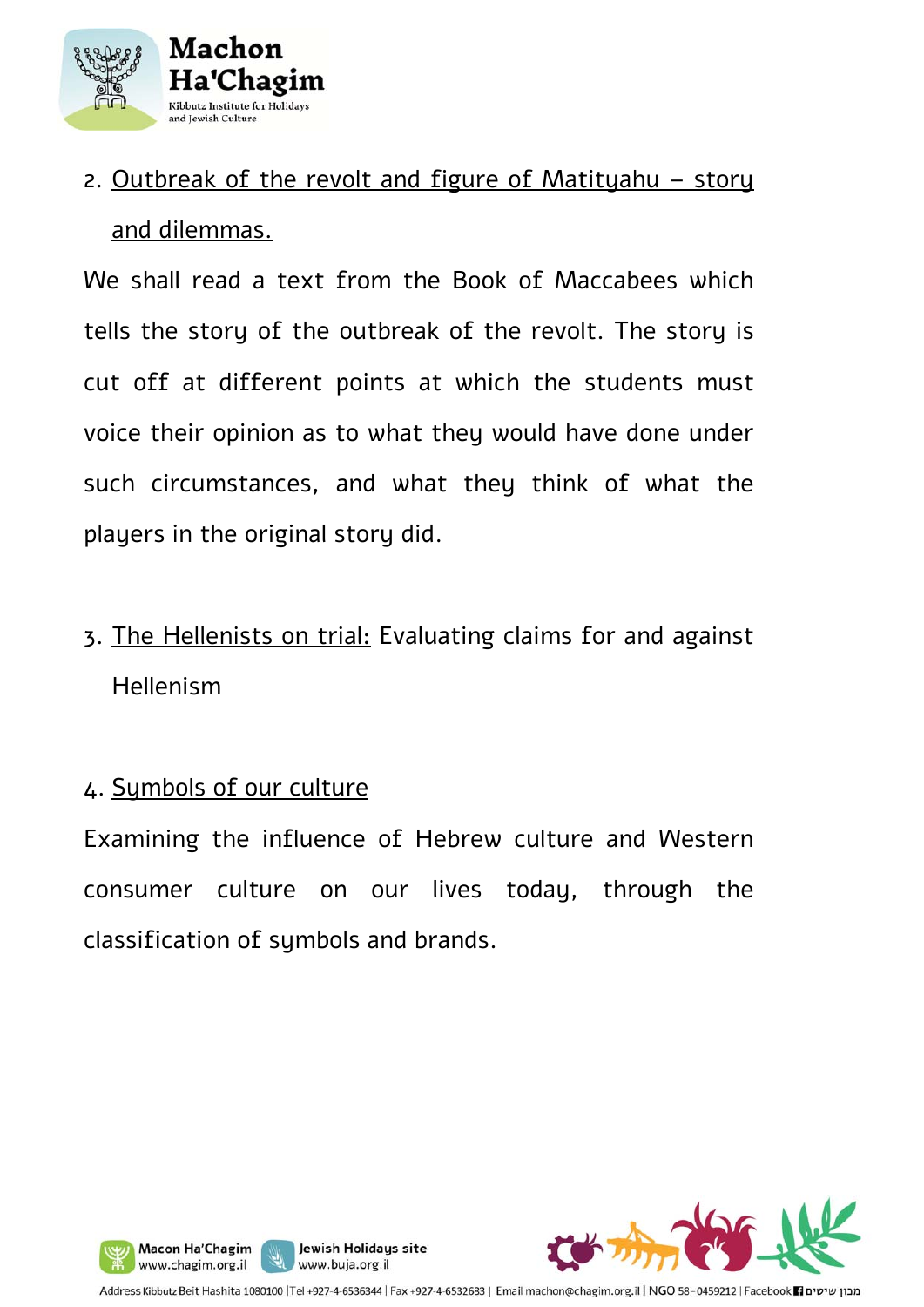2. <u>Outbreak of the revolt and figure of Matityahu – story and dilemmas.</u>

We shall read a text from the Book of Maccabees which tells the story of the outbreak of the revolt. The story is cut off at different points at which the students must voice their opinion as to what they would have done under such circumstances, and what they think of what the players in the original story did.

3. <u>The Hellenists on trial:</u> Evaluating claims for and against Hellenism

4. <u>Symbols of our culture</u>

Examining the influence of Hebrew culture and Western consumer culture on our lives today, through the classification of symbols and brands.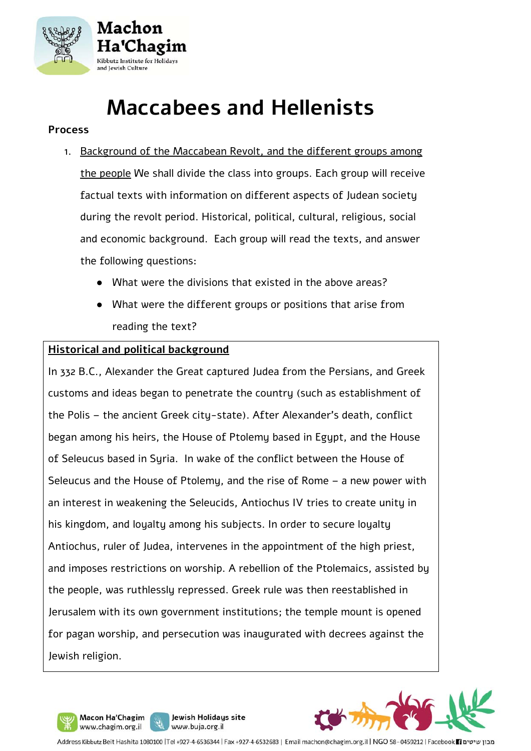# Maccabees and Hellenists

**Process**

1. <u>Background of the Maccabean Revolt, and the different groups among the people</u> We shall divide the class into groups. Each group will receive factual texts with information on different aspects of Judean society during the revolt period. Historical, political, cultural, religious, social and economic background. Each group will read the texts, and answer the following questions:
   - What were the divisions that existed in the above areas?
   - What were the different groups or positions that arise from reading the text?

**<u>Historical and political background</u>**

In 332 B.C., Alexander the Great captured Judea from the Persians, and Greek customs and ideas began to penetrate the country (such as establishment of the Polis – the ancient Greek city-state). After Alexander's death, conflict began among his heirs, the House of Ptolemy based in Egypt, and the House of Seleucus based in Syria. In wake of the conflict between the House of Seleucus and the House of Ptolemy, and the rise of Rome – a new power with an interest in weakening the Seleucids, Antiochus IV tries to create unity in his kingdom, and loyalty among his subjects. In order to secure loyalty Antiochus, ruler of Judea, intervenes in the appointment of the high priest, and imposes restrictions on worship. A rebellion of the Ptolemaics, assisted by the people, was ruthlessly repressed. Greek rule was then reestablished in Jerusalem with its own government institutions; the temple mount is opened for pagan worship, and persecution was inaugurated with decrees against the Jewish religion.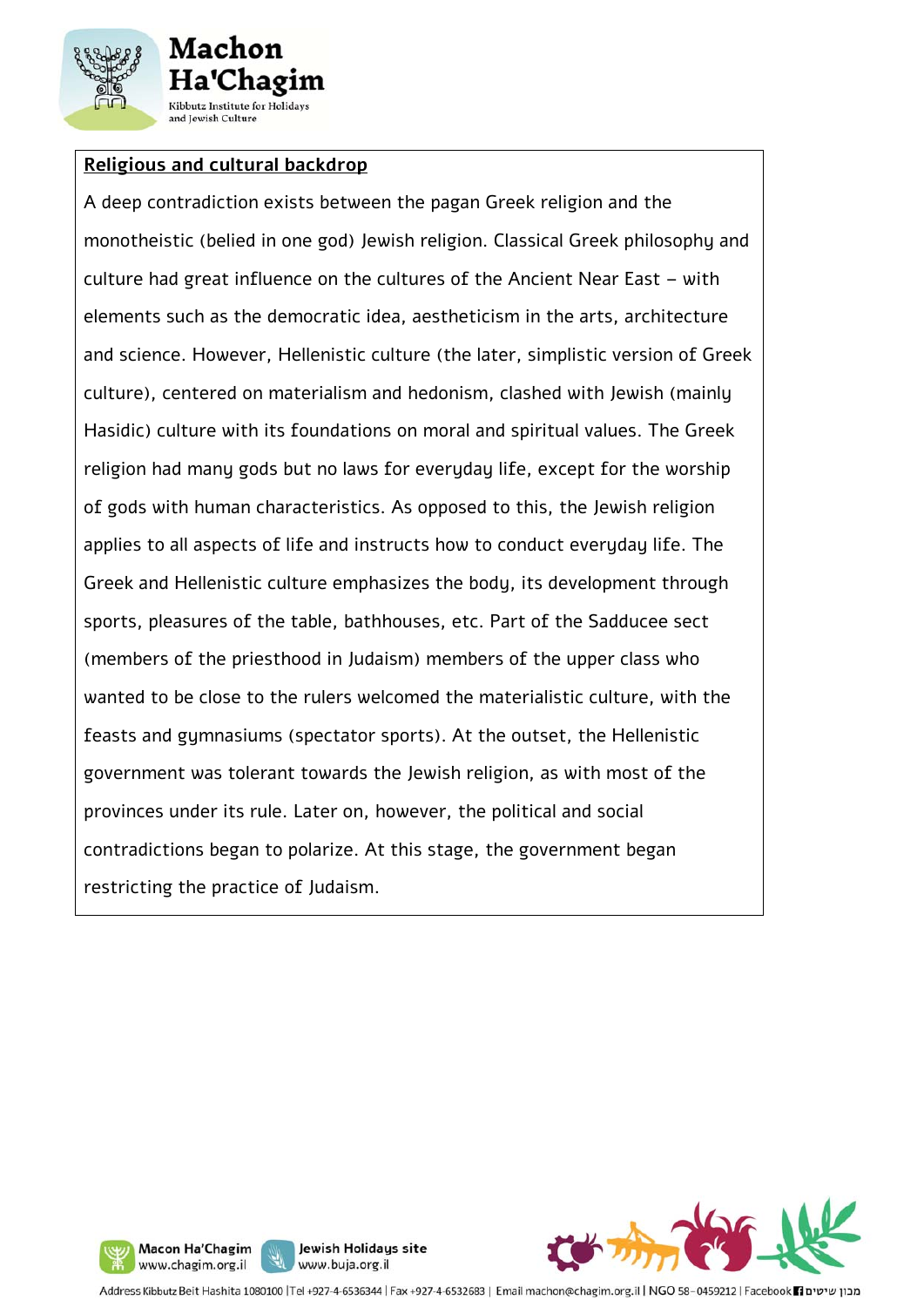**Religious and cultural backdrop**

A deep contradiction exists between the pagan Greek religion and the monotheistic (belied in one god) Jewish religion. Classical Greek philosophy and culture had great influence on the cultures of the Ancient Near East – with elements such as the democratic idea, aestheticism in the arts, architecture and science. However, Hellenistic culture (the later, simplistic version of Greek culture), centered on materialism and hedonism, clashed with Jewish (mainly Hasidic) culture with its foundations on moral and spiritual values. The Greek religion had many gods but no laws for everyday life, except for the worship of gods with human characteristics. As opposed to this, the Jewish religion applies to all aspects of life and instructs how to conduct everyday life. The Greek and Hellenistic culture emphasizes the body, its development through sports, pleasures of the table, bathhouses, etc. Part of the Sadducee sect (members of the priesthood in Judaism) members of the upper class who wanted to be close to the rulers welcomed the materialistic culture, with the feasts and gymnasiums (spectator sports). At the outset, the Hellenistic government was tolerant towards the Jewish religion, as with most of the provinces under its rule. Later on, however, the political and social contradictions began to polarize. At this stage, the government began restricting the practice of Judaism.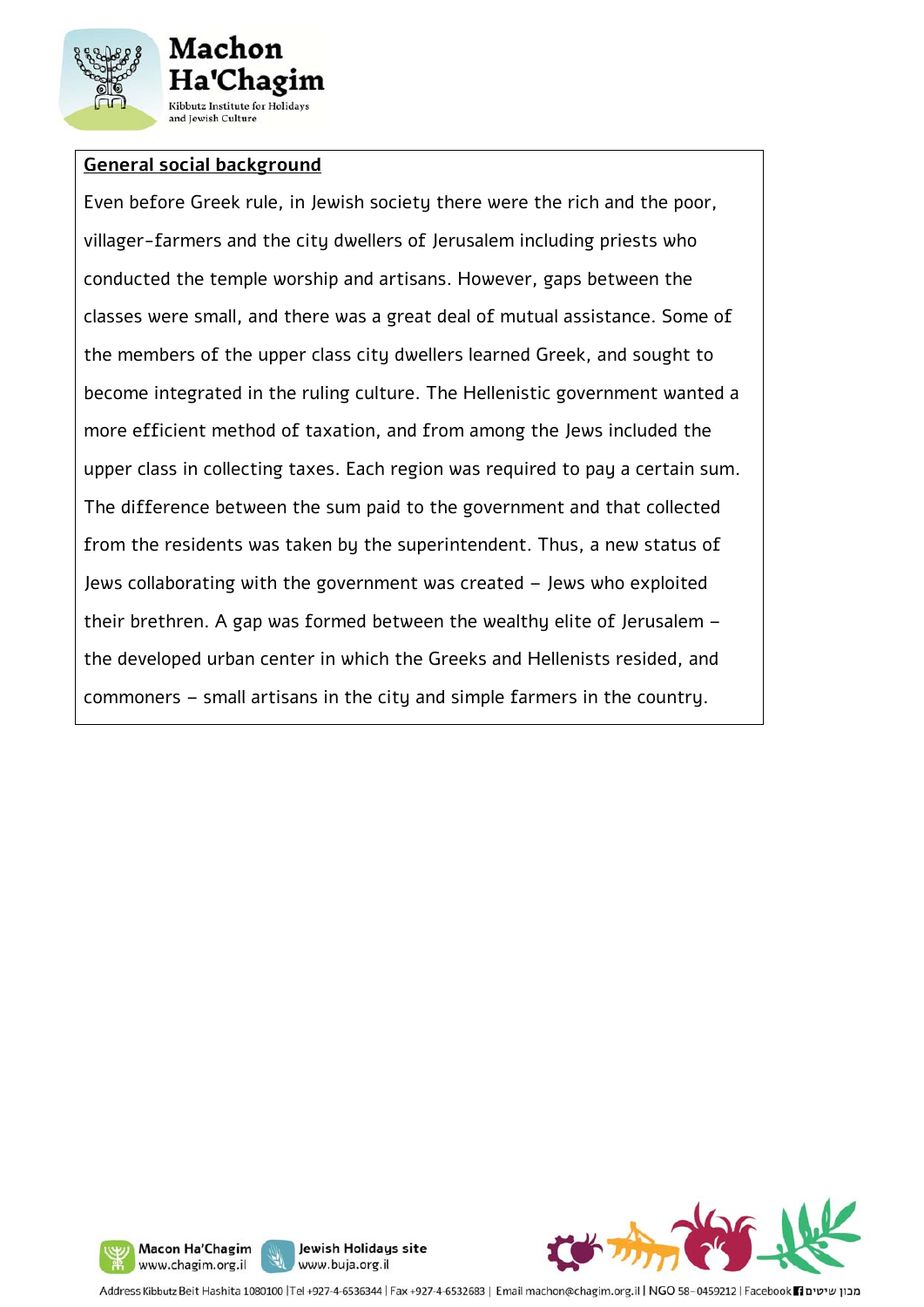## General social background

Even before Greek rule, in Jewish society there were the rich and the poor, villager-farmers and the city dwellers of Jerusalem including priests who conducted the temple worship and artisans. However, gaps between the classes were small, and there was a great deal of mutual assistance. Some of the members of the upper class city dwellers learned Greek, and sought to become integrated in the ruling culture. The Hellenistic government wanted a more efficient method of taxation, and from among the Jews included the upper class in collecting taxes. Each region was required to pay a certain sum. The difference between the sum paid to the government and that collected from the residents was taken by the superintendent. Thus, a new status of Jews collaborating with the government was created – Jews who exploited their brethren. A gap was formed between the wealthy elite of Jerusalem – the developed urban center in which the Greeks and Hellenists resided, and commoners – small artisans in the city and simple farmers in the country.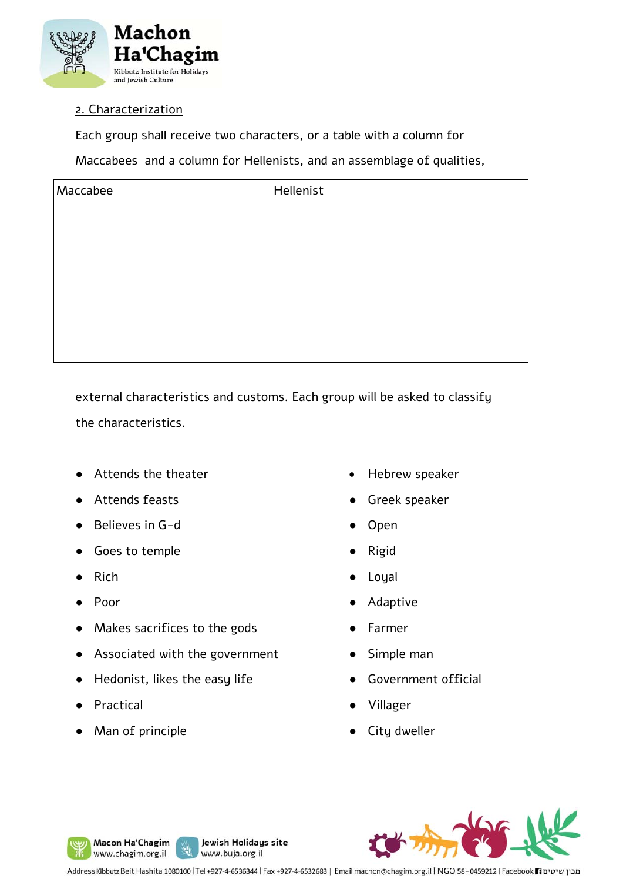2. Characterization

Each group shall receive two characters, or a table with a column for Maccabees and a column for Hellenists, and an assemblage of qualities,

| Maccabee | Hellenist |
|---|---|
| | |

external characteristics and customs. Each group will be asked to classify the characteristics.

- Attends the theater
- Attends feasts
- Believes in G-d
- Goes to temple
- Rich
- Poor
- Makes sacrifices to the gods
- Associated with the government
- Hedonist, likes the easy life
- Practical
- Man of principle
- Hebrew speaker
- Greek speaker
- Open
- Rigid
- Loyal
- Adaptive
- Farmer
- Simple man
- Government official
- Villager
- City dweller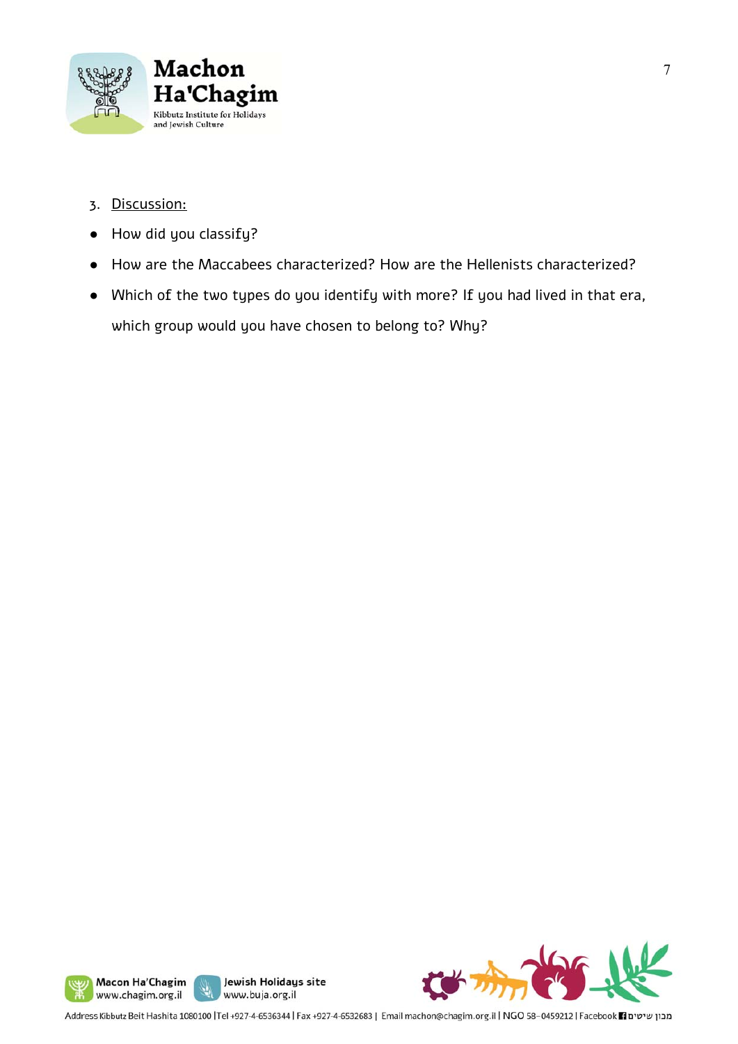3. <u>Discussion:</u>

- How did you classify?
- How are the Maccabees characterized? How are the Hellenists characterized?
- Which of the two types do you identify with more? If you had lived in that era, which group would you have chosen to belong to? Why?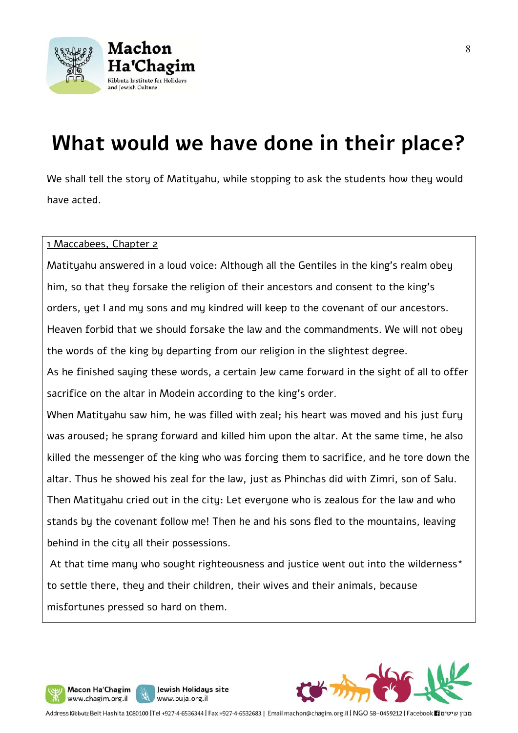# What would we have done in their place?

We shall tell the story of Matityahu, while stopping to ask the students how they would have acted.

1 Maccabees, Chapter 2

Matityahu answered in a loud voice: Although all the Gentiles in the king's realm obey him, so that they forsake the religion of their ancestors and consent to the king's orders, yet I and my sons and my kindred will keep to the covenant of our ancestors. Heaven forbid that we should forsake the law and the commandments. We will not obey the words of the king by departing from our religion in the slightest degree.

As he finished saying these words, a certain Jew came forward in the sight of all to offer sacrifice on the altar in Modein according to the king's order.

When Matityahu saw him, he was filled with zeal; his heart was moved and his just fury was aroused; he sprang forward and killed him upon the altar. At the same time, he also killed the messenger of the king who was forcing them to sacrifice, and he tore down the altar. Thus he showed his zeal for the law, just as Phinchas did with Zimri, son of Salu.

Then Matityahu cried out in the city: Let everyone who is zealous for the law and who stands by the covenant follow me! Then he and his sons fled to the mountains, leaving behind in the city all their possessions.

At that time many who sought righteousness and justice went out into the wilderness* to settle there, they and their children, their wives and their animals, because misfortunes pressed so hard on them.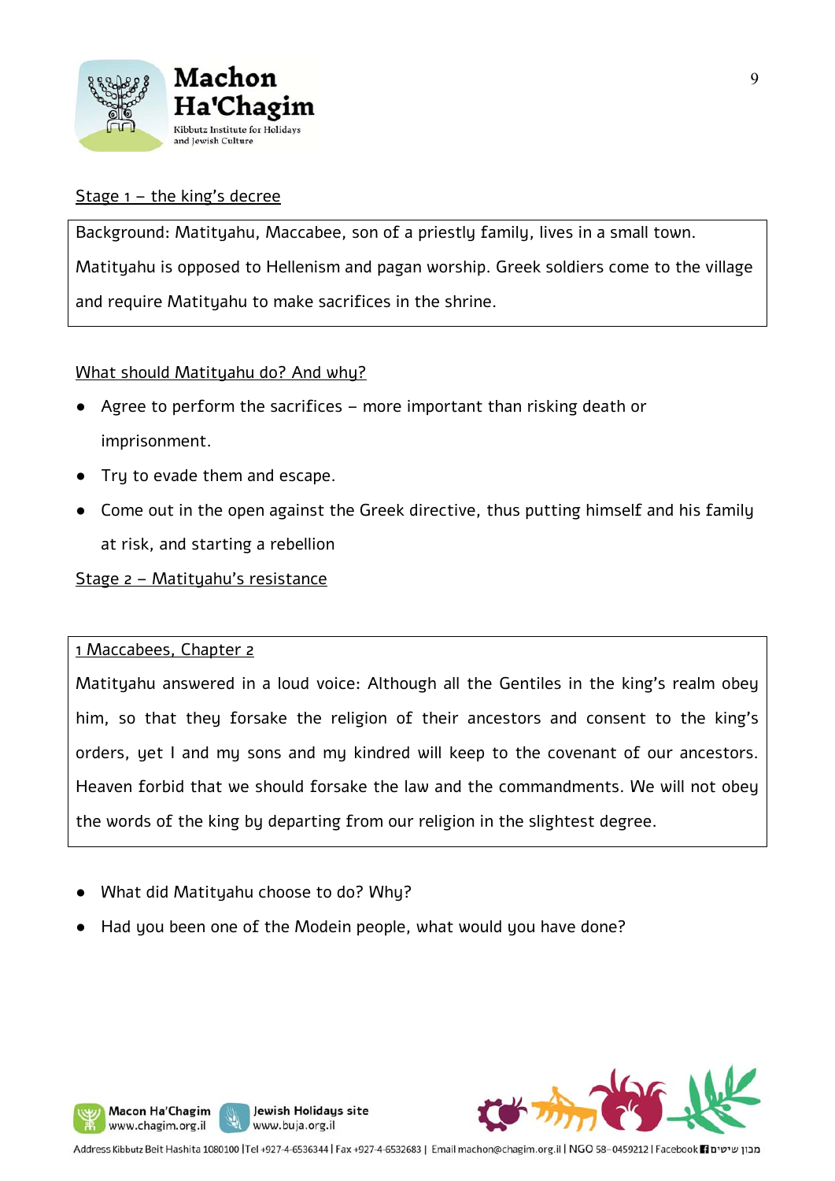Stage 1 – the king's decree

Background: Matityahu, Maccabee, son of a priestly family, lives in a small town. Matityahu is opposed to Hellenism and pagan worship. Greek soldiers come to the village and require Matityahu to make sacrifices in the shrine.

What should Matityahu do? And why?

- Agree to perform the sacrifices – more important than risking death or imprisonment.
- Try to evade them and escape.
- Come out in the open against the Greek directive, thus putting himself and his family at risk, and starting a rebellion

Stage 2 – Matityahu's resistance

1 Maccabees, Chapter 2

Matityahu answered in a loud voice: Although all the Gentiles in the king's realm obey him, so that they forsake the religion of their ancestors and consent to the king's orders, yet I and my sons and my kindred will keep to the covenant of our ancestors. Heaven forbid that we should forsake the law and the commandments. We will not obey the words of the king by departing from our religion in the slightest degree.

- What did Matityahu choose to do? Why?
- Had you been one of the Modein people, what would you have done?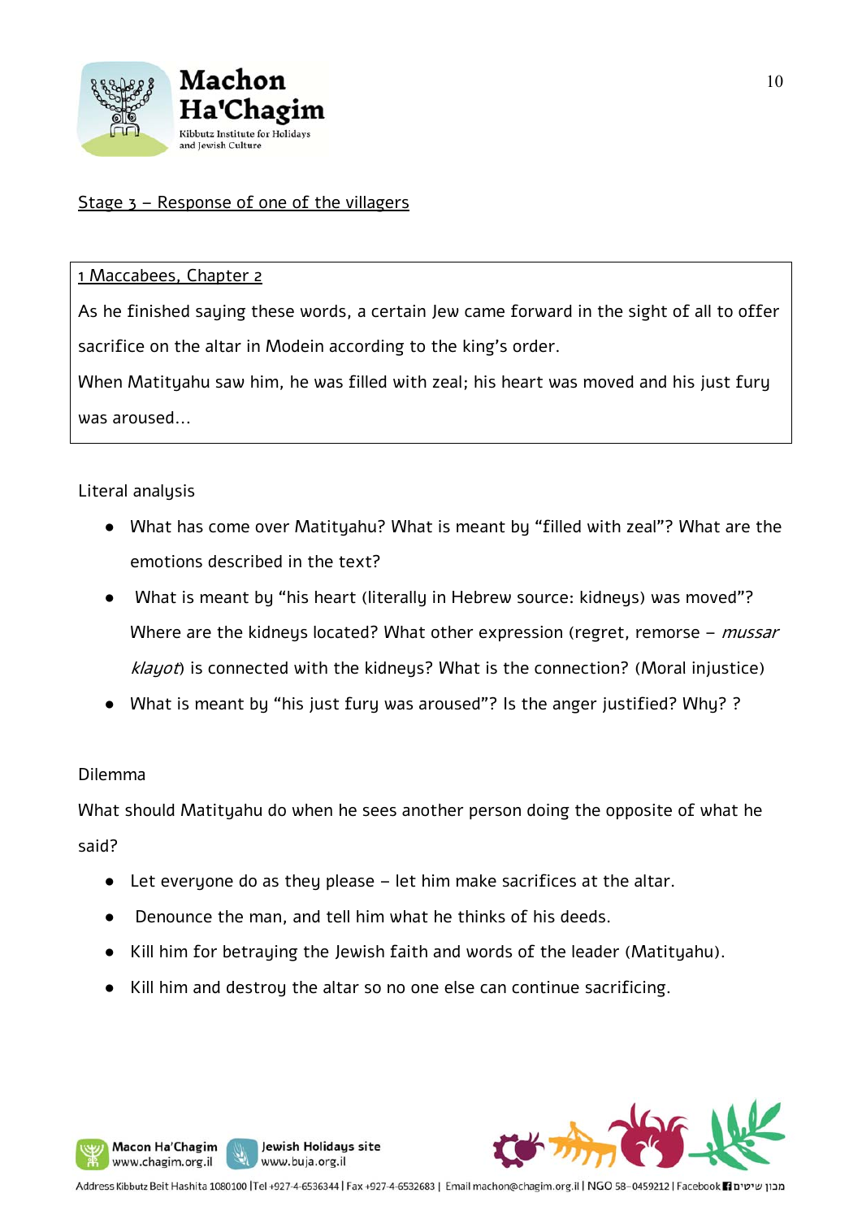## Stage 3 – Response of one of the villagers

> **1 Maccabees, Chapter 2**
>
> As he finished saying these words, a certain Jew came forward in the sight of all to offer sacrifice on the altar in Modein according to the king's order.
>
> When Matityahu saw him, he was filled with zeal; his heart was moved and his just fury was aroused...

Literal analysis

- What has come over Matityahu? What is meant by "filled with zeal"? What are the emotions described in the text?
- What is meant by "his heart (literally in Hebrew source: kidneys) was moved"? Where are the kidneys located? What other expression (regret, remorse – *mussar klayot*) is connected with the kidneys? What is the connection? (Moral injustice)
- What is meant by "his just fury was aroused"? Is the anger justified? Why? ?

Dilemma

What should Matityahu do when he sees another person doing the opposite of what he said?

- Let everyone do as they please – let him make sacrifices at the altar.
- Denounce the man, and tell him what he thinks of his deeds.
- Kill him for betraying the Jewish faith and words of the leader (Matityahu).
- Kill him and destroy the altar so no one else can continue sacrificing.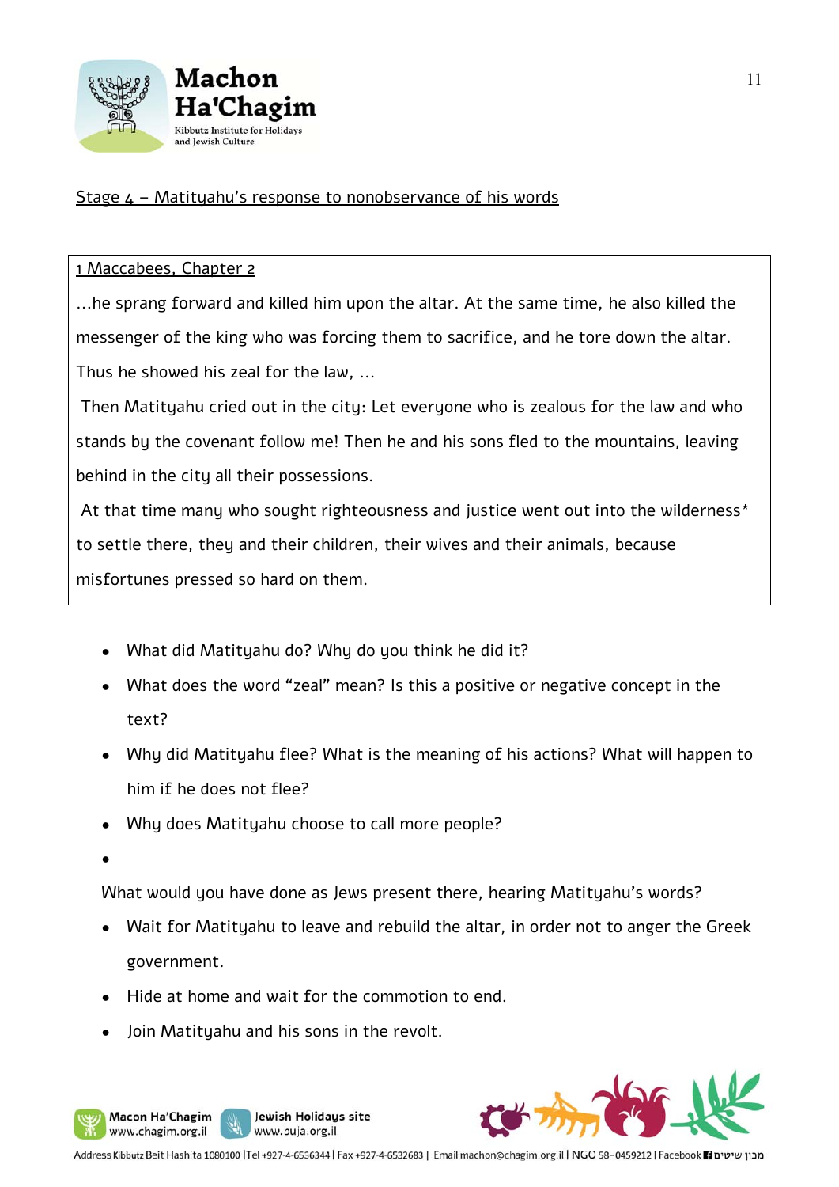<u>Stage 4 – Matityahu's response to nonobservance of his words</u>

<u>1 Maccabees, Chapter 2</u>

...he sprang forward and killed him upon the altar. At the same time, he also killed the messenger of the king who was forcing them to sacrifice, and he tore down the altar. Thus he showed his zeal for the law, ...

Then Matityahu cried out in the city: Let everyone who is zealous for the law and who stands by the covenant follow me! Then he and his sons fled to the mountains, leaving behind in the city all their possessions.

At that time many who sought righteousness and justice went out into the wilderness* to settle there, they and their children, their wives and their animals, because misfortunes pressed so hard on them.

- What did Matityahu do? Why do you think he did it?
- What does the word "zeal" mean? Is this a positive or negative concept in the text?
- Why did Matityahu flee? What is the meaning of his actions? What will happen to him if he does not flee?
- Why does Matityahu choose to call more people?
- 

What would you have done as Jews present there, hearing Matityahu's words?

- Wait for Matityahu to leave and rebuild the altar, in order not to anger the Greek government.
- Hide at home and wait for the commotion to end.
- Join Matityahu and his sons in the revolt.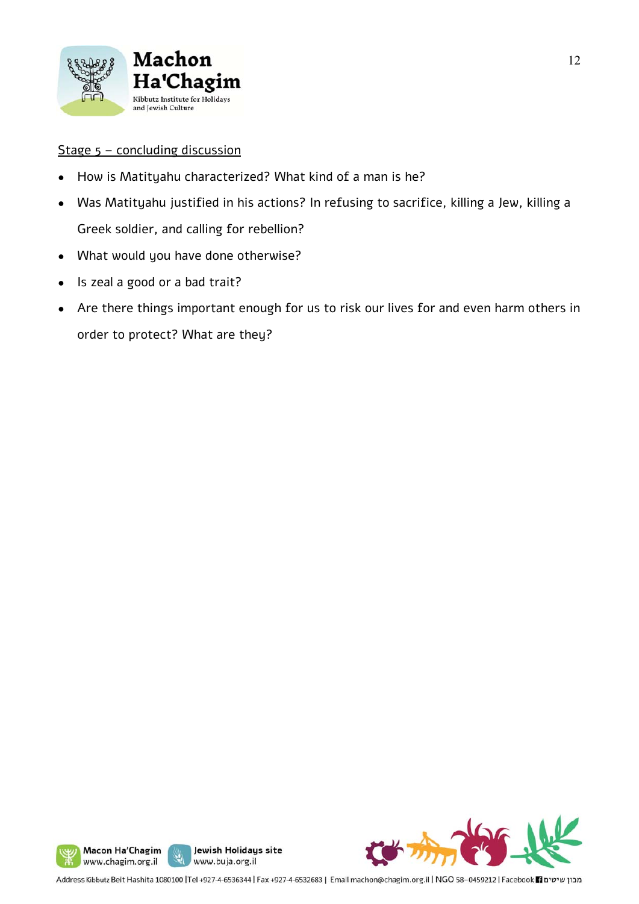Stage 5 – concluding discussion

- How is Matityahu characterized? What kind of a man is he?
- Was Matityahu justified in his actions? In refusing to sacrifice, killing a Jew, killing a Greek soldier, and calling for rebellion?
- What would you have done otherwise?
- Is zeal a good or a bad trait?
- Are there things important enough for us to risk our lives for and even harm others in order to protect? What are they?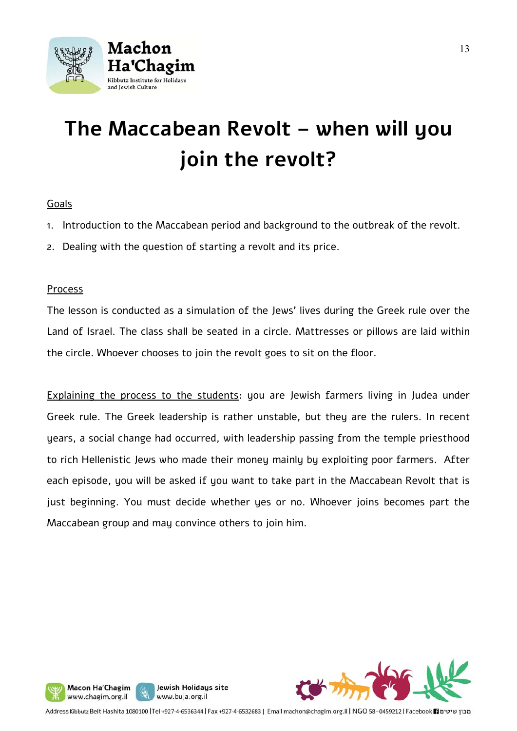# The Maccabean Revolt – when will you join the revolt?

Goals

1. Introduction to the Maccabean period and background to the outbreak of the revolt.
2. Dealing with the question of starting a revolt and its price.

Process

The lesson is conducted as a simulation of the Jews' lives during the Greek rule over the Land of Israel. The class shall be seated in a circle. Mattresses or pillows are laid within the circle. Whoever chooses to join the revolt goes to sit on the floor.

Explaining the process to the students: you are Jewish farmers living in Judea under Greek rule. The Greek leadership is rather unstable, but they are the rulers. In recent years, a social change had occurred, with leadership passing from the temple priesthood to rich Hellenistic Jews who made their money mainly by exploiting poor farmers. After each episode, you will be asked if you want to take part in the Maccabean Revolt that is just beginning. You must decide whether yes or no. Whoever joins becomes part the Maccabean group and may convince others to join him.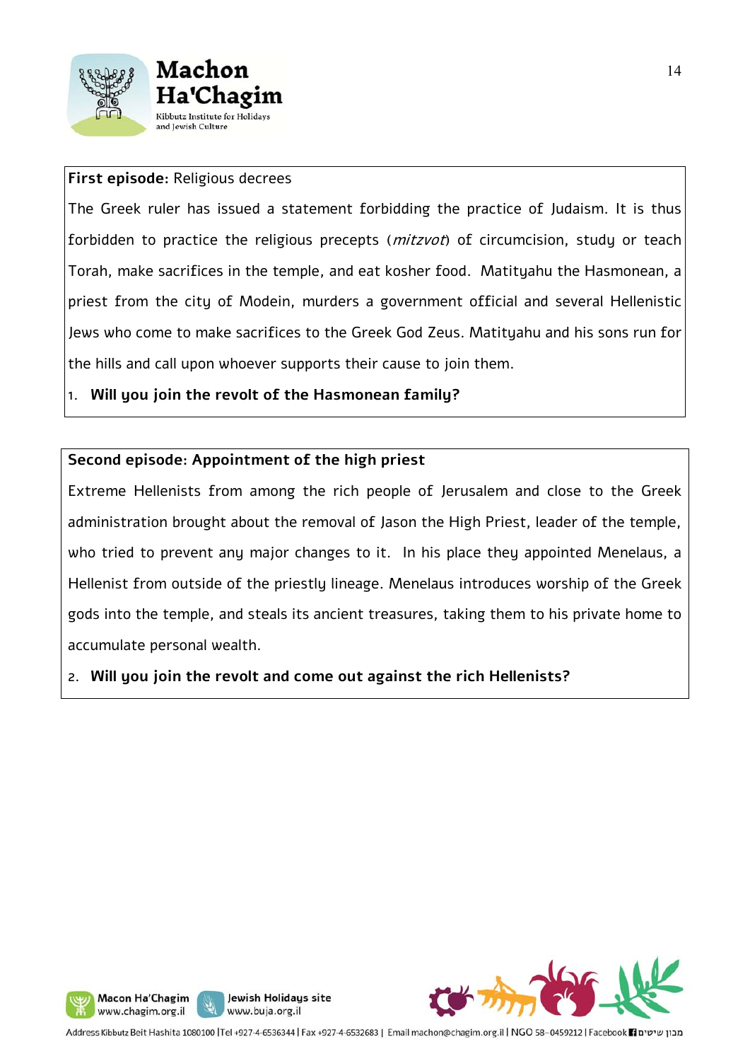**First episode:** Religious decrees

The Greek ruler has issued a statement forbidding the practice of Judaism. It is thus forbidden to practice the religious precepts (*mitzvot*) of circumcision, study or teach Torah, make sacrifices in the temple, and eat kosher food. Matityahu the Hasmonean, a priest from the city of Modein, murders a government official and several Hellenistic Jews who come to make sacrifices to the Greek God Zeus. Matityahu and his sons run for the hills and call upon whoever supports their cause to join them.

1. **Will you join the revolt of the Hasmonean family?**

**Second episode: Appointment of the high priest**

Extreme Hellenists from among the rich people of Jerusalem and close to the Greek administration brought about the removal of Jason the High Priest, leader of the temple, who tried to prevent any major changes to it. In his place they appointed Menelaus, a Hellenist from outside of the priestly lineage. Menelaus introduces worship of the Greek gods into the temple, and steals its ancient treasures, taking them to his private home to accumulate personal wealth.

2. **Will you join the revolt and come out against the rich Hellenists?**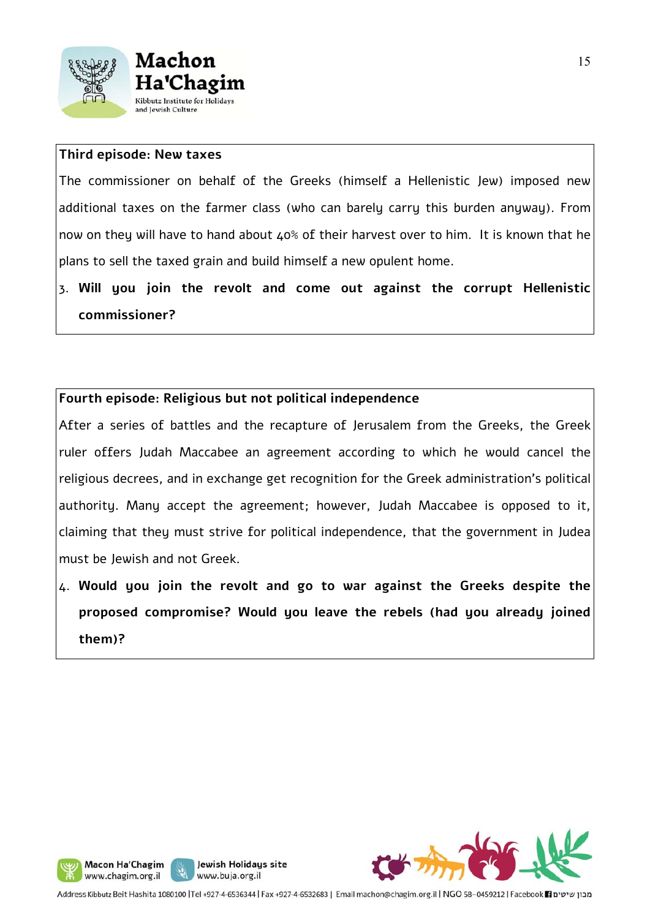**Third episode: New taxes**

The commissioner on behalf of the Greeks (himself a Hellenistic Jew) imposed new additional taxes on the farmer class (who can barely carry this burden anyway). From now on they will have to hand about 40% of their harvest over to him. It is known that he plans to sell the taxed grain and build himself a new opulent home.

3. **Will you join the revolt and come out against the corrupt Hellenistic commissioner?**

**Fourth episode: Religious but not political independence**

After a series of battles and the recapture of Jerusalem from the Greeks, the Greek ruler offers Judah Maccabee an agreement according to which he would cancel the religious decrees, and in exchange get recognition for the Greek administration's political authority. Many accept the agreement; however, Judah Maccabee is opposed to it, claiming that they must strive for political independence, that the government in Judea must be Jewish and not Greek.

4. **Would you join the revolt and go to war against the Greeks despite the proposed compromise? Would you leave the rebels (had you already joined them)?**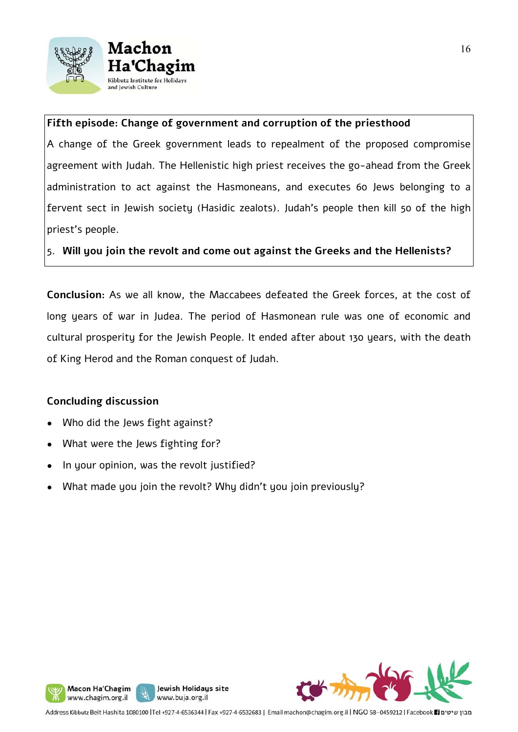**Fifth episode: Change of government and corruption of the priesthood**

A change of the Greek government leads to repealment of the proposed compromise agreement with Judah. The Hellenistic high priest receives the go-ahead from the Greek administration to act against the Hasmoneans, and executes 60 Jews belonging to a fervent sect in Jewish society (Hasidic zealots). Judah's people then kill 50 of the high priest's people.

5. **Will you join the revolt and come out against the Greeks and the Hellenists?**

**Conclusion:** As we all know, the Maccabees defeated the Greek forces, at the cost of long years of war in Judea. The period of Hasmonean rule was one of economic and cultural prosperity for the Jewish People. It ended after about 130 years, with the death of King Herod and the Roman conquest of Judah.

**Concluding discussion**

- Who did the Jews fight against?
- What were the Jews fighting for?
- In your opinion, was the revolt justified?
- What made you join the revolt? Why didn't you join previously?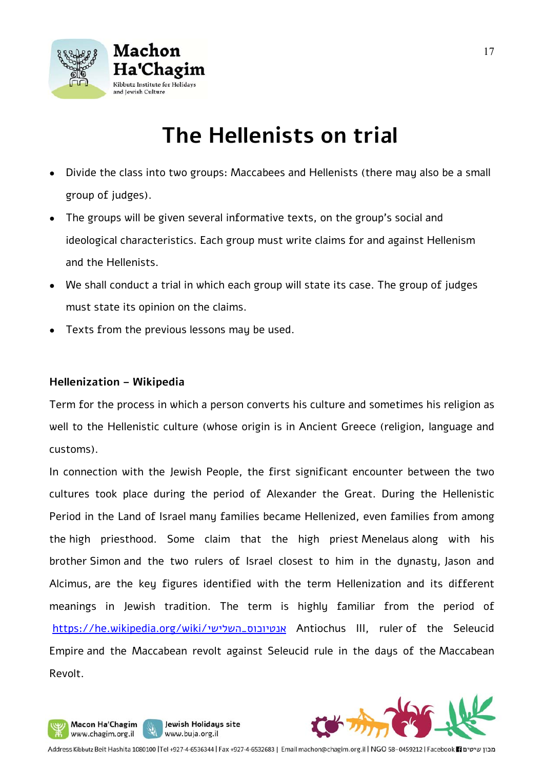# The Hellenists on trial

- Divide the class into two groups: Maccabees and Hellenists (there may also be a small group of judges).
- The groups will be given several informative texts, on the group's social and ideological characteristics. Each group must write claims for and against Hellenism and the Hellenists.
- We shall conduct a trial in which each group will state its case. The group of judges must state its opinion on the claims.
- Texts from the previous lessons may be used.

**Hellenization – Wikipedia**

Term for the process in which a person converts his culture and sometimes his religion as well to the Hellenistic culture (whose origin is in Ancient Greece (religion, language and customs).

In connection with the Jewish People, the first significant encounter between the two cultures took place during the period of Alexander the Great. During the Hellenistic Period in the Land of Israel many families became Hellenized, even families from among the high priesthood. Some claim that the high priest Menelaus along with his brother Simon and the two rulers of Israel closest to him in the dynasty, Jason and Alcimus, are the key figures identified with the term Hellenization and its different meanings in Jewish tradition. The term is highly familiar from the period of https://he.wikipedia.org/wiki/אנטיוכוס_השלישי Antiochus III, ruler of the Seleucid Empire and the Maccabean revolt against Seleucid rule in the days of the Maccabean Revolt.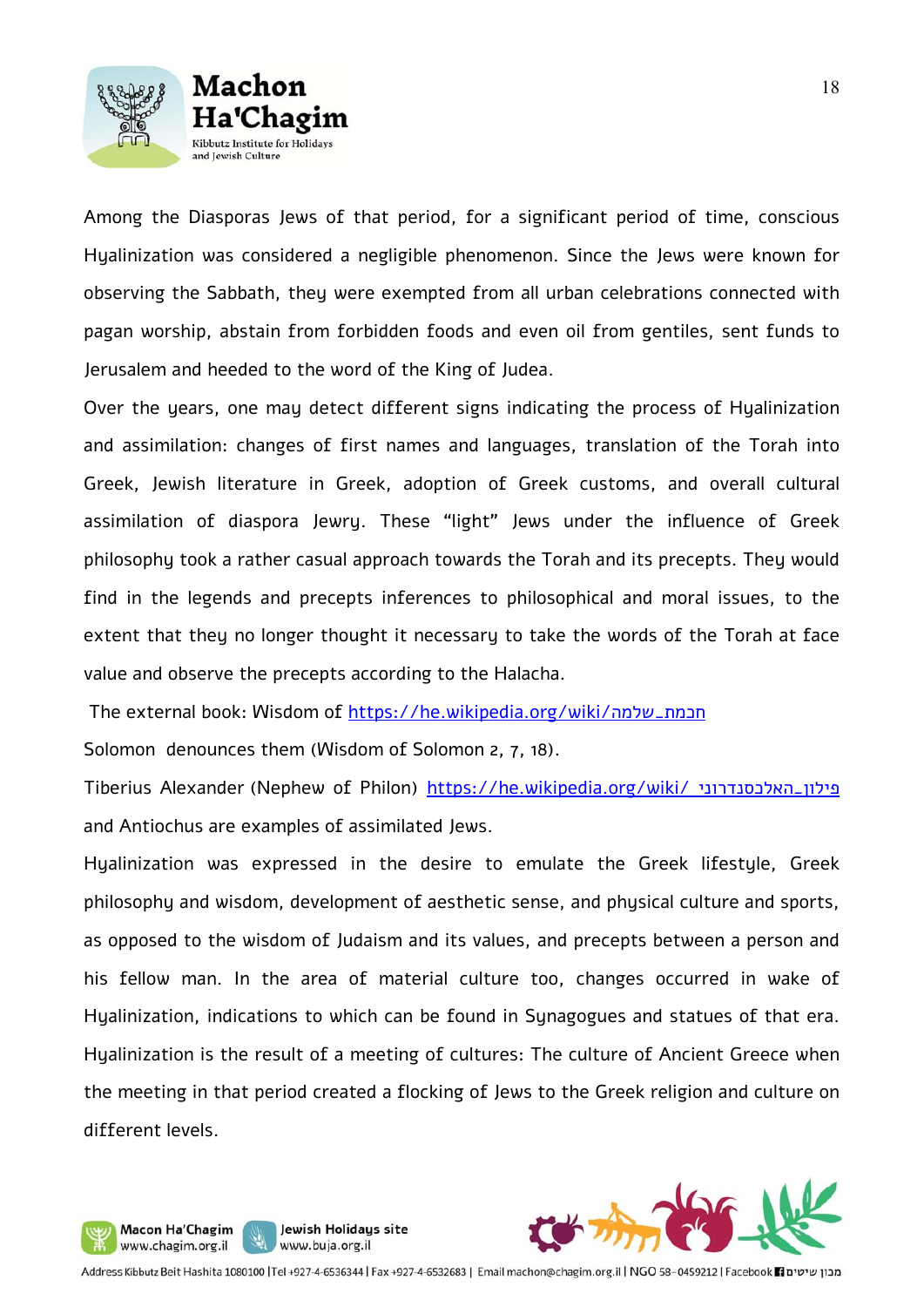Among the Diasporas Jews of that period, for a significant period of time, conscious Hyalinization was considered a negligible phenomenon. Since the Jews were known for observing the Sabbath, they were exempted from all urban celebrations connected with pagan worship, abstain from forbidden foods and even oil from gentiles, sent funds to Jerusalem and heeded to the word of the King of Judea.

Over the years, one may detect different signs indicating the process of Hyalinization and assimilation: changes of first names and languages, translation of the Torah into Greek, Jewish literature in Greek, adoption of Greek customs, and overall cultural assimilation of diaspora Jewry. These "light" Jews under the influence of Greek philosophy took a rather casual approach towards the Torah and its precepts. They would find in the legends and precepts inferences to philosophical and moral issues, to the extent that they no longer thought it necessary to take the words of the Torah at face value and observe the precepts according to the Halacha.

The external book: Wisdom of https://he.wikipedia.org/wiki/חכמת_שלמה

Solomon denounces them (Wisdom of Solomon 2, 7, 18).

Tiberius Alexander (Nephew of Philon) https://he.wikipedia.org/wiki/פילון_האלכסנדרוני and Antiochus are examples of assimilated Jews.

Hyalinization was expressed in the desire to emulate the Greek lifestyle, Greek philosophy and wisdom, development of aesthetic sense, and physical culture and sports, as opposed to the wisdom of Judaism and its values, and precepts between a person and his fellow man. In the area of material culture too, changes occurred in wake of Hyalinization, indications to which can be found in Synagogues and statues of that era. Hyalinization is the result of a meeting of cultures: The culture of Ancient Greece when the meeting in that period created a flocking of Jews to the Greek religion and culture on different levels.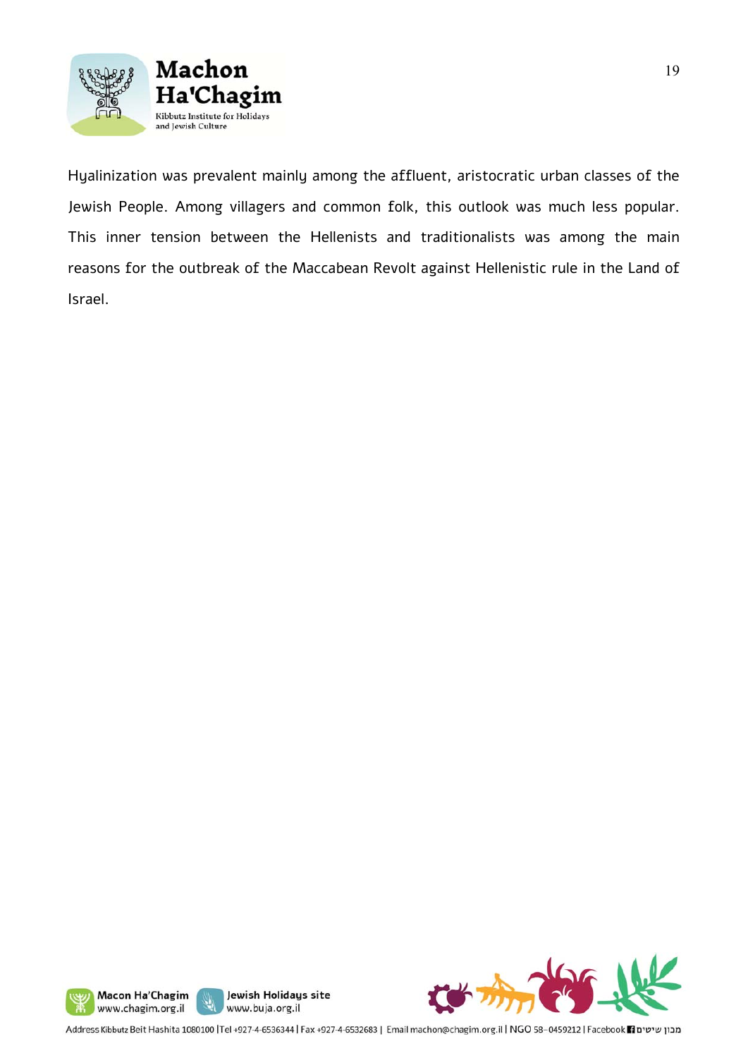Hyalinization was prevalent mainly among the affluent, aristocratic urban classes of the Jewish People. Among villagers and common folk, this outlook was much less popular. This inner tension between the Hellenists and traditionalists was among the main reasons for the outbreak of the Maccabean Revolt against Hellenistic rule in the Land of Israel.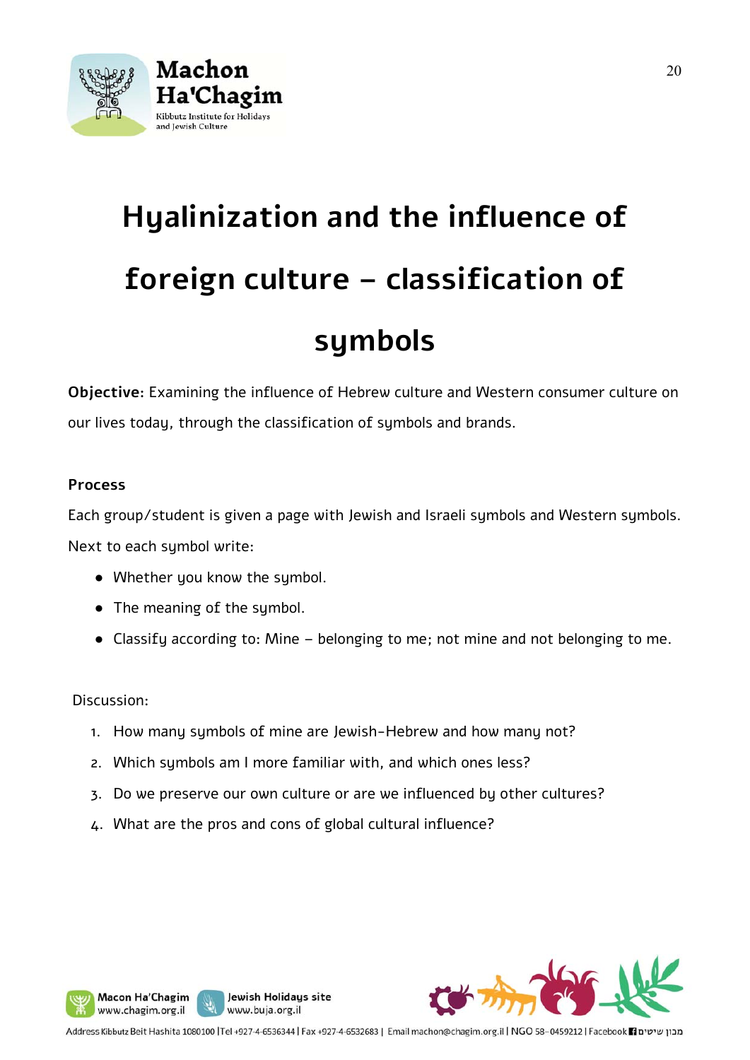# Hyalinization and the influence of foreign culture – classification of symbols

**Objective:** Examining the influence of Hebrew culture and Western consumer culture on our lives today, through the classification of symbols and brands.

**Process**

Each group/student is given a page with Jewish and Israeli symbols and Western symbols. Next to each symbol write:

- Whether you know the symbol.
- The meaning of the symbol.
- Classify according to: Mine – belonging to me; not mine and not belonging to me.

Discussion:

1. How many symbols of mine are Jewish-Hebrew and how many not?
2. Which symbols am I more familiar with, and which ones less?
3. Do we preserve our own culture or are we influenced by other cultures?
4. What are the pros and cons of global cultural influence?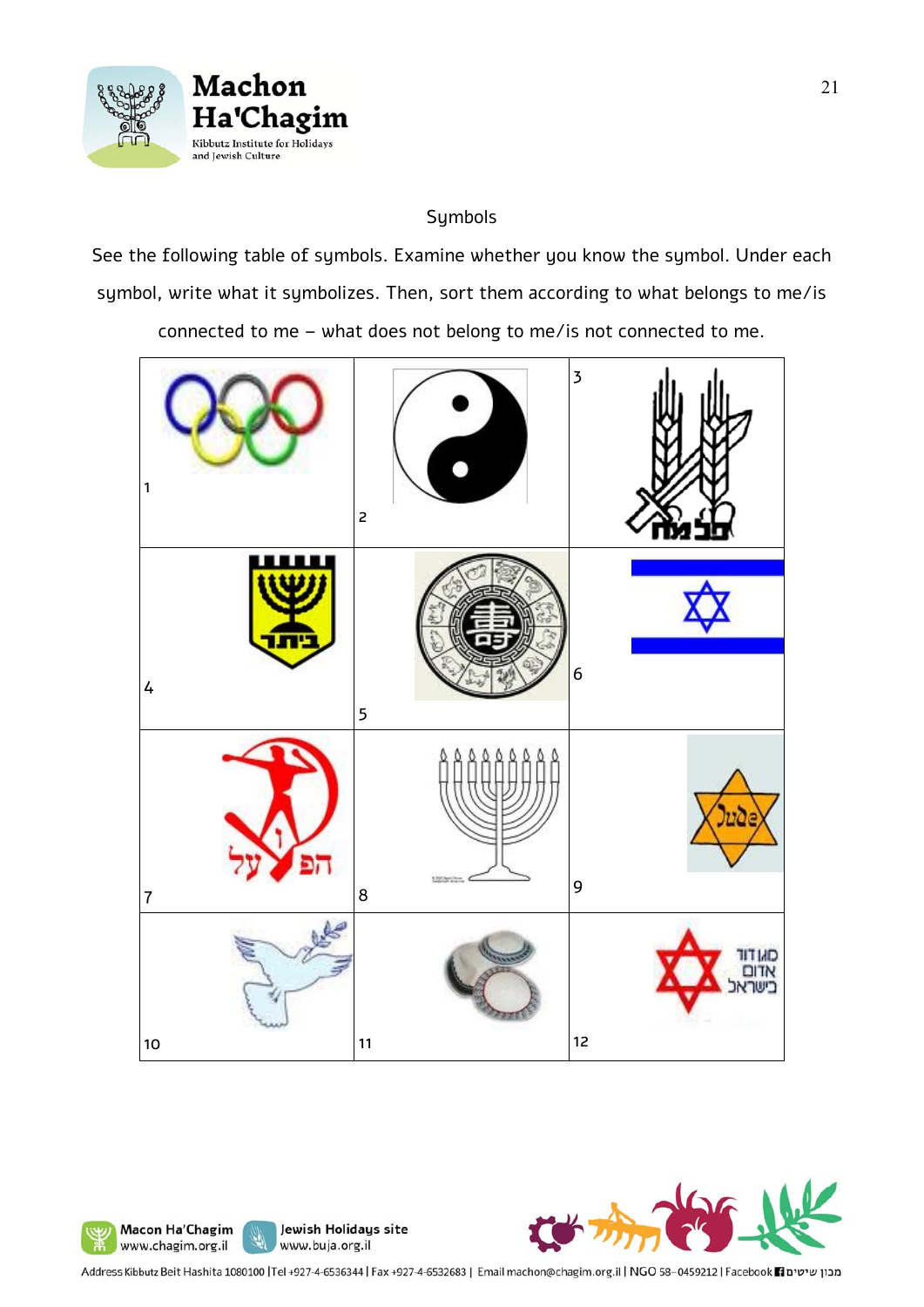Symbols

See the following table of symbols. Examine whether you know the symbol. Under each symbol, write what it symbolizes. Then, sort them according to what belongs to me/is connected to me – what does not belong to me/is not connected to me.

| | | |
|---|---|---|
| 1 | 2 | 3 פלמח |
| 4 בית"ר | 5 | 6 |
| 7 הפועל | 8 | 9 Jude |
| 10 | 11 | 12 מגן דוד אדום בישראל |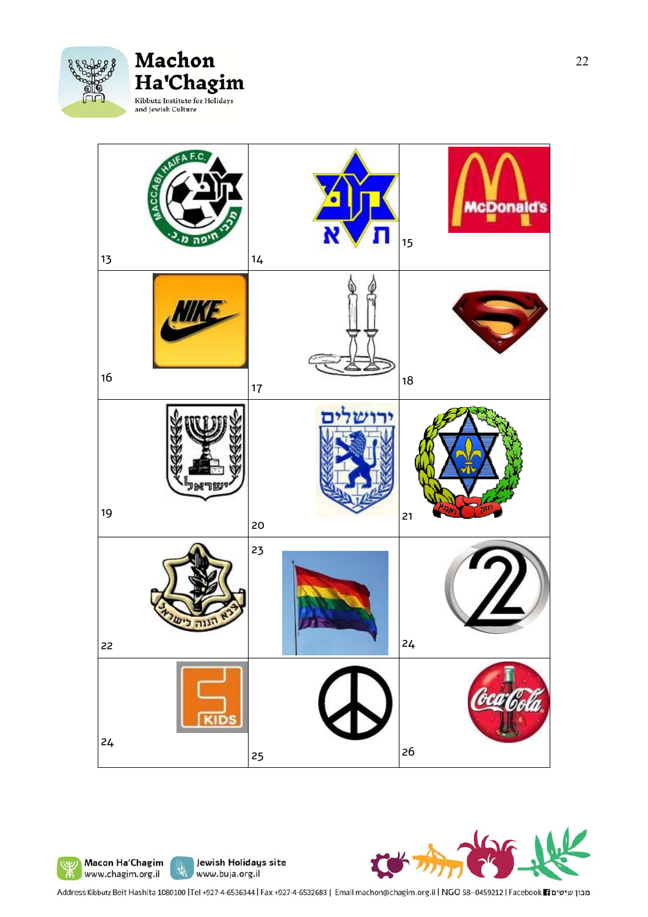| | | |
|---|---|---|
| 13 | 14 | 15 |
| 16 | 17 | 18 |
| 19 | 20 | 21 |
| 22 | 23 | 24 |
| 24 | 25 | 26 |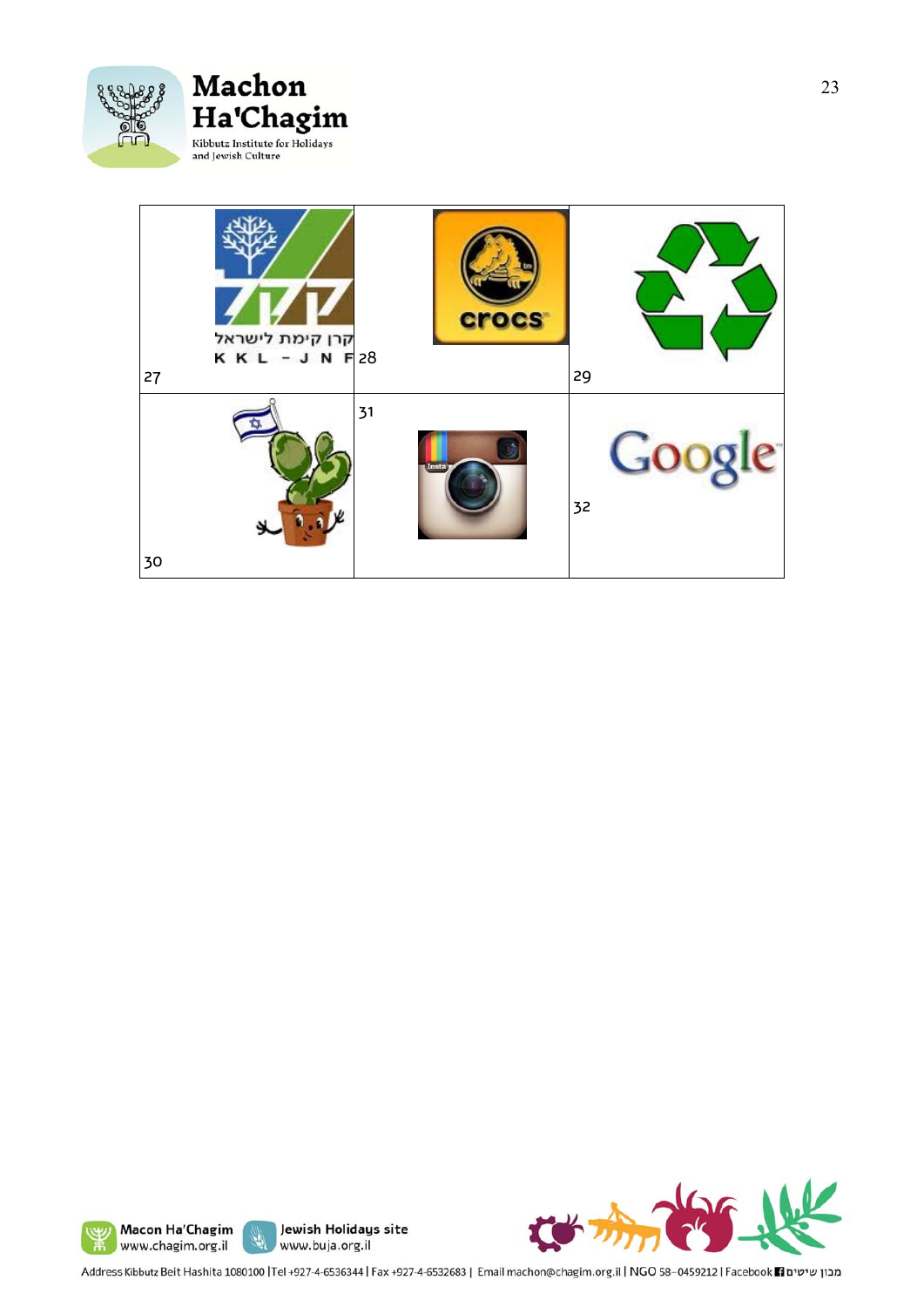| | | |
|---|---|---|
| קרן קימת לישראל<br>K K L - J N F<br>27 | crocs<br>28 | 29 |
| 30 | 31 | Google<br>32 |